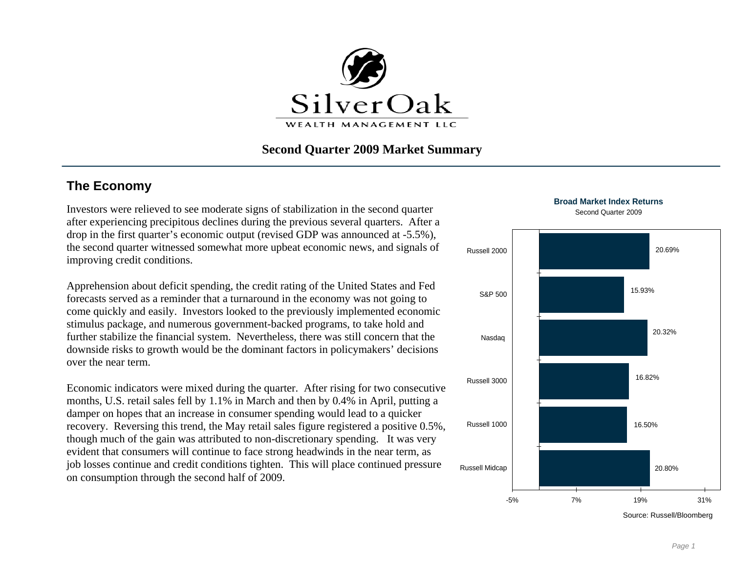SilverOak
WEALTH MANAGEMENT LLC

# Second Quarter 2009 Market Summary

## The Economy

Investors were relieved to see moderate signs of stabilization in the second quarter after experiencing precipitous declines during the previous several quarters. After a drop in the first quarter's economic output (revised GDP was announced at -5.5%), the second quarter witnessed somewhat more upbeat economic news, and signals of improving credit conditions.

Apprehension about deficit spending, the credit rating of the United States and Fed forecasts served as a reminder that a turnaround in the economy was not going to come quickly and easily. Investors looked to the previously implemented economic stimulus package, and numerous government-backed programs, to take hold and further stabilize the financial system. Nevertheless, there was still concern that the downside risks to growth would be the dominant factors in policymakers' decisions over the near term.

Economic indicators were mixed during the quarter. After rising for two consecutive months, U.S. retail sales fell by 1.1% in March and then by 0.4% in April, putting a damper on hopes that an increase in consumer spending would lead to a quicker recovery. Reversing this trend, the May retail sales figure registered a positive 0.5%, though much of the gain was attributed to non-discretionary spending. It was very evident that consumers will continue to face strong headwinds in the near term, as job losses continue and credit conditions tighten. This will place continued pressure on consumption through the second half of 2009.

**Broad Market Index Returns**
Second Quarter 2009

| Index | Return |
|---|---|
| Russell 2000 | 20.69% |
| S&P 500 | 15.93% |
| Nasdaq | 20.32% |
| Russell 3000 | 16.82% |
| Russell 1000 | 16.50% |
| Russell Midcap | 20.80% |

Source: Russell/Bloomberg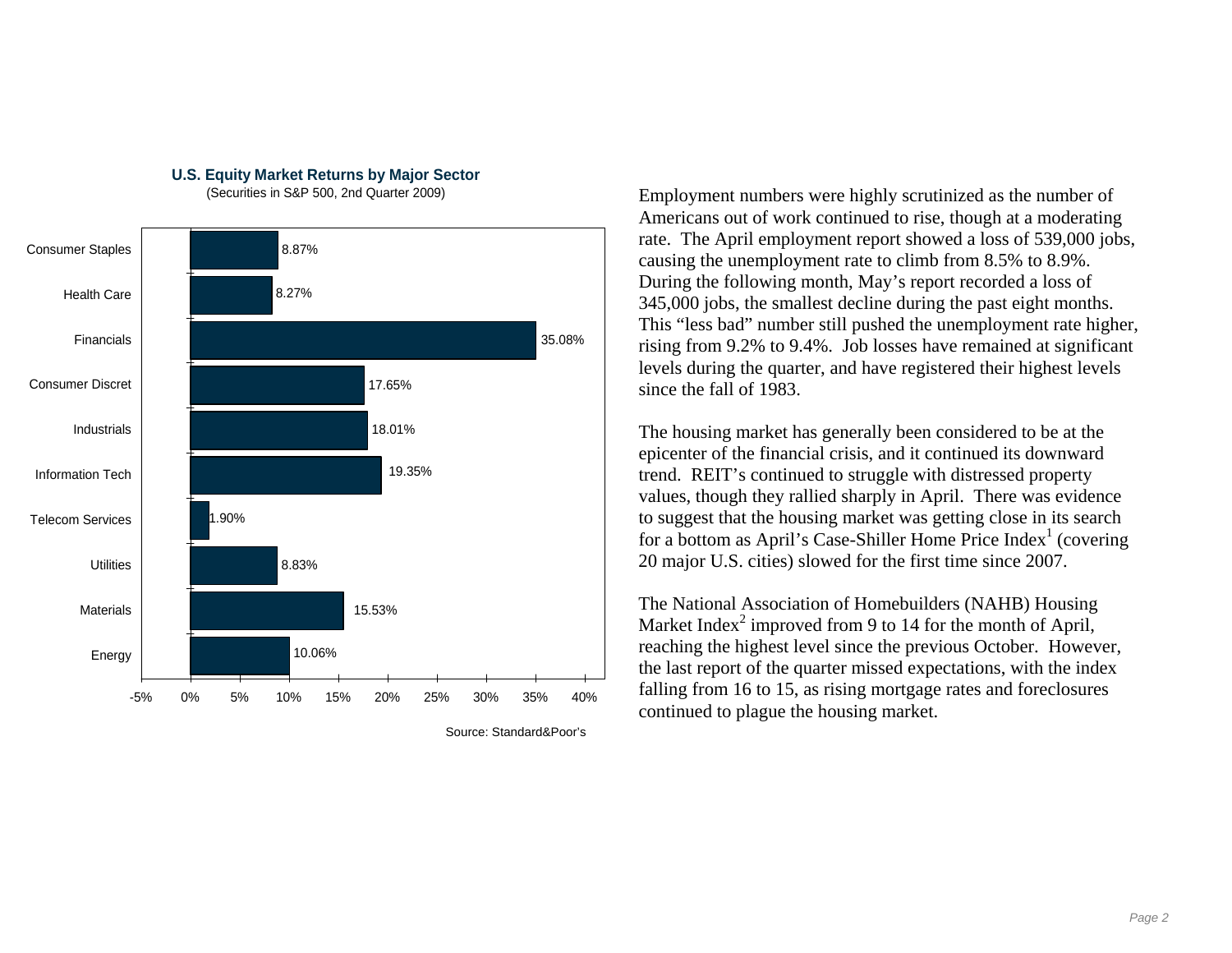**U.S. Equity Market Returns by Major Sector**
(Securities in S&P 500, 2nd Quarter 2009)

| Sector | Return |
|---|---|
| Consumer Staples | 8.87% |
| Health Care | 8.27% |
| Financials | 35.08% |
| Consumer Discret | 17.65% |
| Industrials | 18.01% |
| Information Tech | 19.35% |
| Telecom Services | 1.90% |
| Utilities | 8.83% |
| Materials | 15.53% |
| Energy | 10.06% |

Source: Standard&Poor's

Employment numbers were highly scrutinized as the number of Americans out of work continued to rise, though at a moderating rate. The April employment report showed a loss of 539,000 jobs, causing the unemployment rate to climb from 8.5% to 8.9%. During the following month, May's report recorded a loss of 345,000 jobs, the smallest decline during the past eight months. This "less bad" number still pushed the unemployment rate higher, rising from 9.2% to 9.4%. Job losses have remained at significant levels during the quarter, and have registered their highest levels since the fall of 1983.

The housing market has generally been considered to be at the epicenter of the financial crisis, and it continued its downward trend. REIT's continued to struggle with distressed property values, though they rallied sharply in April. There was evidence to suggest that the housing market was getting close in its search for a bottom as April's Case-Shiller Home Price Index[1] (covering 20 major U.S. cities) slowed for the first time since 2007.

The National Association of Homebuilders (NAHB) Housing Market Index[2] improved from 9 to 14 for the month of April, reaching the highest level since the previous October. However, the last report of the quarter missed expectations, with the index falling from 16 to 15, as rising mortgage rates and foreclosures continued to plague the housing market.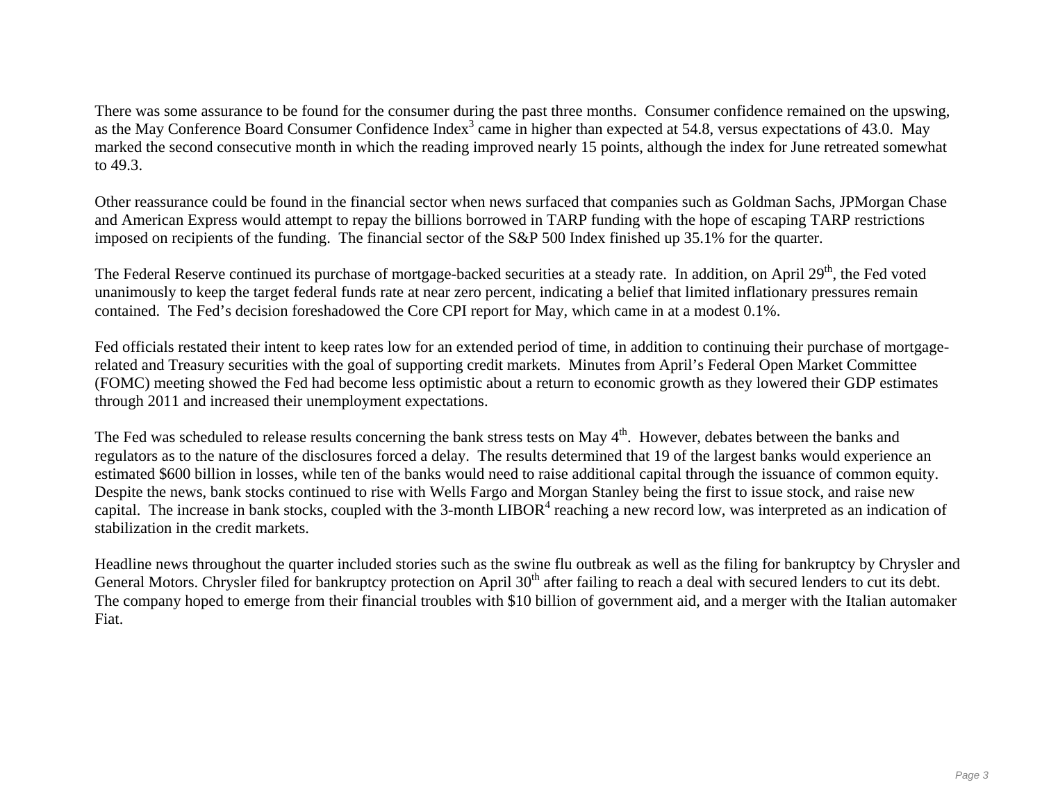There was some assurance to be found for the consumer during the past three months. Consumer confidence remained on the upswing, as the May Conference Board Consumer Confidence Index[3] came in higher than expected at 54.8, versus expectations of 43.0. May marked the second consecutive month in which the reading improved nearly 15 points, although the index for June retreated somewhat to 49.3.

Other reassurance could be found in the financial sector when news surfaced that companies such as Goldman Sachs, JPMorgan Chase and American Express would attempt to repay the billions borrowed in TARP funding with the hope of escaping TARP restrictions imposed on recipients of the funding. The financial sector of the S&P 500 Index finished up 35.1% for the quarter.

The Federal Reserve continued its purchase of mortgage-backed securities at a steady rate. In addition, on April 29th, the Fed voted unanimously to keep the target federal funds rate at near zero percent, indicating a belief that limited inflationary pressures remain contained. The Fed's decision foreshadowed the Core CPI report for May, which came in at a modest 0.1%.

Fed officials restated their intent to keep rates low for an extended period of time, in addition to continuing their purchase of mortgage-related and Treasury securities with the goal of supporting credit markets. Minutes from April's Federal Open Market Committee (FOMC) meeting showed the Fed had become less optimistic about a return to economic growth as they lowered their GDP estimates through 2011 and increased their unemployment expectations.

The Fed was scheduled to release results concerning the bank stress tests on May 4th. However, debates between the banks and regulators as to the nature of the disclosures forced a delay. The results determined that 19 of the largest banks would experience an estimated $600 billion in losses, while ten of the banks would need to raise additional capital through the issuance of common equity. Despite the news, bank stocks continued to rise with Wells Fargo and Morgan Stanley being the first to issue stock, and raise new capital. The increase in bank stocks, coupled with the 3-month LIBOR[4] reaching a new record low, was interpreted as an indication of stabilization in the credit markets.

Headline news throughout the quarter included stories such as the swine flu outbreak as well as the filing for bankruptcy by Chrysler and General Motors. Chrysler filed for bankruptcy protection on April 30th after failing to reach a deal with secured lenders to cut its debt. The company hoped to emerge from their financial troubles with $10 billion of government aid, and a merger with the Italian automaker Fiat.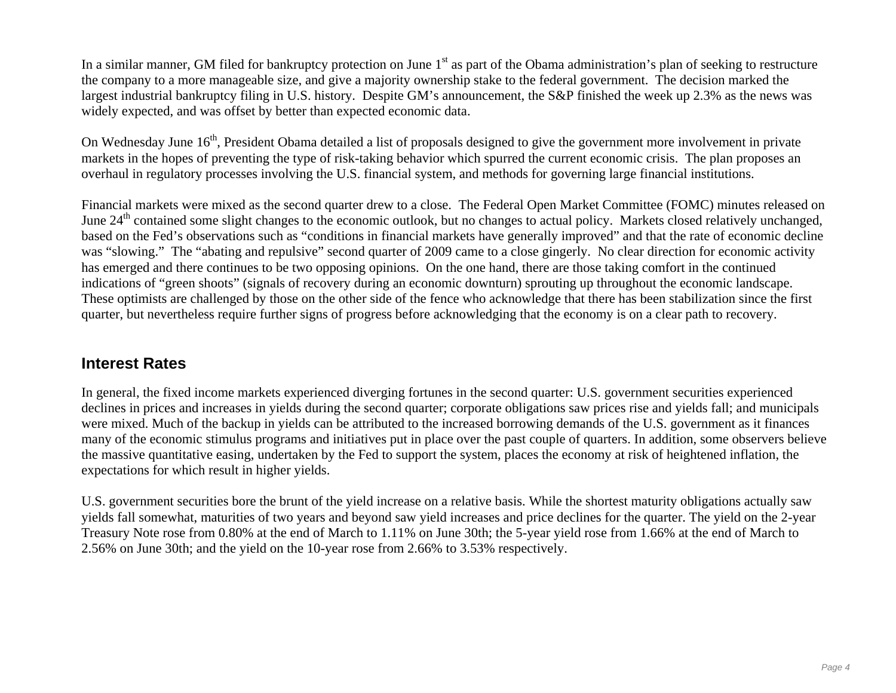In a similar manner, GM filed for bankruptcy protection on June 1st as part of the Obama administration's plan of seeking to restructure the company to a more manageable size, and give a majority ownership stake to the federal government. The decision marked the largest industrial bankruptcy filing in U.S. history. Despite GM's announcement, the S&P finished the week up 2.3% as the news was widely expected, and was offset by better than expected economic data.

On Wednesday June 16th, President Obama detailed a list of proposals designed to give the government more involvement in private markets in the hopes of preventing the type of risk-taking behavior which spurred the current economic crisis. The plan proposes an overhaul in regulatory processes involving the U.S. financial system, and methods for governing large financial institutions.

Financial markets were mixed as the second quarter drew to a close. The Federal Open Market Committee (FOMC) minutes released on June 24th contained some slight changes to the economic outlook, but no changes to actual policy. Markets closed relatively unchanged, based on the Fed's observations such as "conditions in financial markets have generally improved" and that the rate of economic decline was "slowing." The "abating and repulsive" second quarter of 2009 came to a close gingerly. No clear direction for economic activity has emerged and there continues to be two opposing opinions. On the one hand, there are those taking comfort in the continued indications of "green shoots" (signals of recovery during an economic downturn) sprouting up throughout the economic landscape. These optimists are challenged by those on the other side of the fence who acknowledge that there has been stabilization since the first quarter, but nevertheless require further signs of progress before acknowledging that the economy is on a clear path to recovery.

## Interest Rates

In general, the fixed income markets experienced diverging fortunes in the second quarter: U.S. government securities experienced declines in prices and increases in yields during the second quarter; corporate obligations saw prices rise and yields fall; and municipals were mixed. Much of the backup in yields can be attributed to the increased borrowing demands of the U.S. government as it finances many of the economic stimulus programs and initiatives put in place over the past couple of quarters. In addition, some observers believe the massive quantitative easing, undertaken by the Fed to support the system, places the economy at risk of heightened inflation, the expectations for which result in higher yields.

U.S. government securities bore the brunt of the yield increase on a relative basis. While the shortest maturity obligations actually saw yields fall somewhat, maturities of two years and beyond saw yield increases and price declines for the quarter. The yield on the 2-year Treasury Note rose from 0.80% at the end of March to 1.11% on June 30th; the 5-year yield rose from 1.66% at the end of March to 2.56% on June 30th; and the yield on the 10-year rose from 2.66% to 3.53% respectively.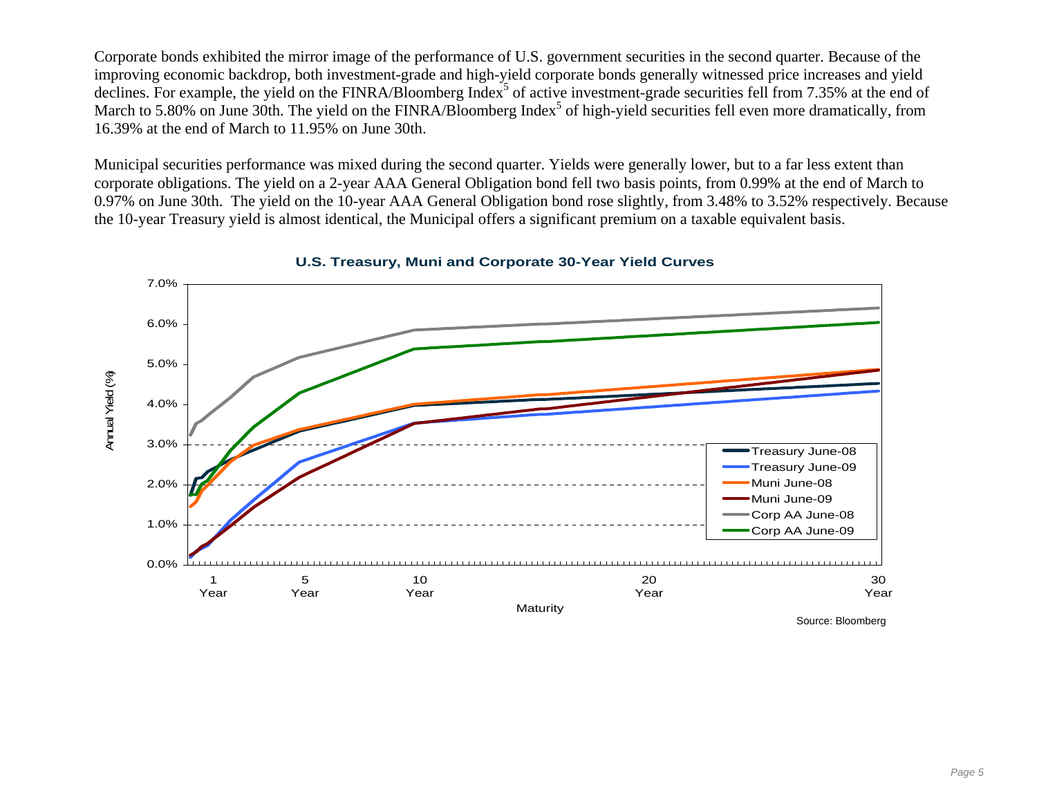Corporate bonds exhibited the mirror image of the performance of U.S. government securities in the second quarter. Because of the improving economic backdrop, both investment-grade and high-yield corporate bonds generally witnessed price increases and yield declines. For example, the yield on the FINRA/Bloomberg Index[5] of active investment-grade securities fell from 7.35% at the end of March to 5.80% on June 30th. The yield on the FINRA/Bloomberg Index[5] of high-yield securities fell even more dramatically, from 16.39% at the end of March to 11.95% on June 30th.

Municipal securities performance was mixed during the second quarter. Yields were generally lower, but to a far less extent than corporate obligations. The yield on a 2-year AAA General Obligation bond fell two basis points, from 0.99% at the end of March to 0.97% on June 30th. The yield on the 10-year AAA General Obligation bond rose slightly, from 3.48% to 3.52% respectively. Because the 10-year Treasury yield is almost identical, the Municipal offers a significant premium on a taxable equivalent basis.

**U.S. Treasury, Muni and Corporate 30-Year Yield Curves**

Source: Bloomberg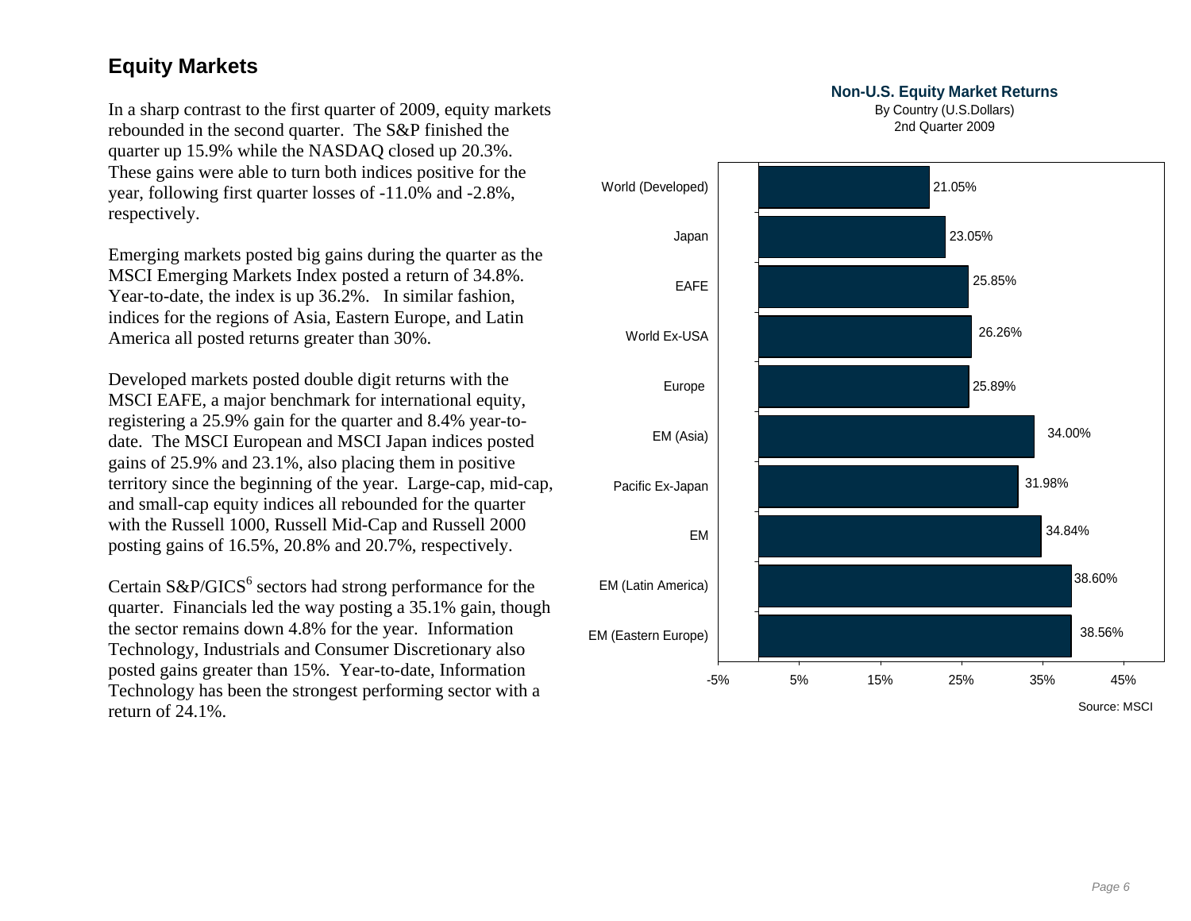## Equity Markets

In a sharp contrast to the first quarter of 2009, equity markets rebounded in the second quarter. The S&P finished the quarter up 15.9% while the NASDAQ closed up 20.3%. These gains were able to turn both indices positive for the year, following first quarter losses of -11.0% and -2.8%, respectively.

Emerging markets posted big gains during the quarter as the MSCI Emerging Markets Index posted a return of 34.8%. Year-to-date, the index is up 36.2%. In similar fashion, indices for the regions of Asia, Eastern Europe, and Latin America all posted returns greater than 30%.

Developed markets posted double digit returns with the MSCI EAFE, a major benchmark for international equity, registering a 25.9% gain for the quarter and 8.4% year-to-date. The MSCI European and MSCI Japan indices posted gains of 25.9% and 23.1%, also placing them in positive territory since the beginning of the year. Large-cap, mid-cap, and small-cap equity indices all rebounded for the quarter with the Russell 1000, Russell Mid-Cap and Russell 2000 posting gains of 16.5%, 20.8% and 20.7%, respectively.

Certain S&P/GICS[6] sectors had strong performance for the quarter. Financials led the way posting a 35.1% gain, though the sector remains down 4.8% for the year. Information Technology, Industrials and Consumer Discretionary also posted gains greater than 15%. Year-to-date, Information Technology has been the strongest performing sector with a return of 24.1%.

**Non-U.S. Equity Market Returns**
By Country (U.S.Dollars)
2nd Quarter 2009

| Index | Return |
|---|---|
| World (Developed) | 21.05% |
| Japan | 23.05% |
| EAFE | 25.85% |
| World Ex-USA | 26.26% |
| Europe | 25.89% |
| EM (Asia) | 34.00% |
| Pacific Ex-Japan | 31.98% |
| EM | 34.84% |
| EM (Latin America) | 38.60% |
| EM (Eastern Europe) | 38.56% |

Source: MSCI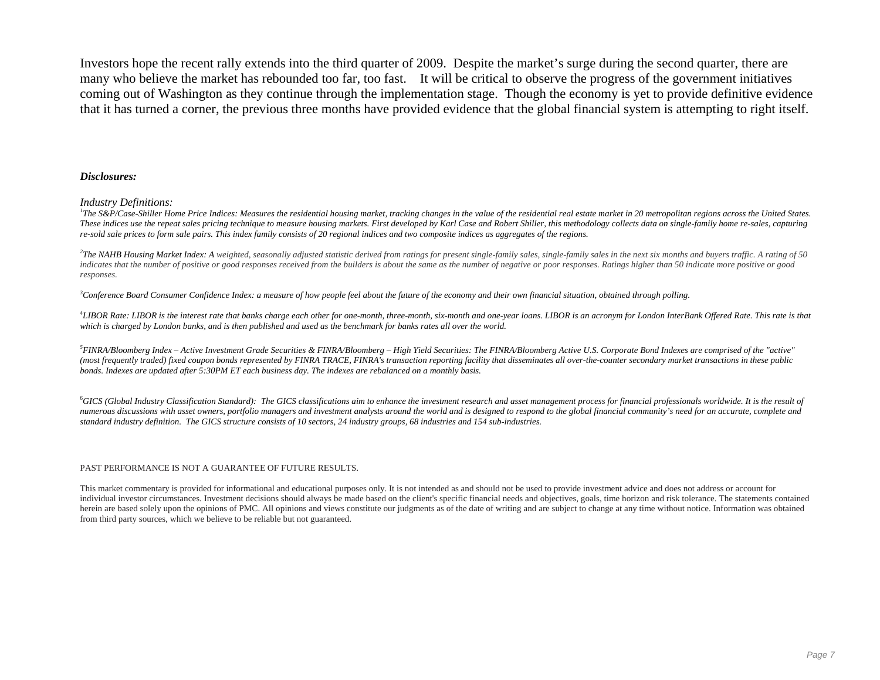Investors hope the recent rally extends into the third quarter of 2009. Despite the market's surge during the second quarter, there are many who believe the market has rebounded too far, too fast. It will be critical to observe the progress of the government initiatives coming out of Washington as they continue through the implementation stage. Though the economy is yet to provide definitive evidence that it has turned a corner, the previous three months have provided evidence that the global financial system is attempting to right itself.

***Disclosures:***

*Industry Definitions:*

*[1]The S&P/Case-Shiller Home Price Indices: Measures the residential housing market, tracking changes in the value of the residential real estate market in 20 metropolitan regions across the United States. These indices use the repeat sales pricing technique to measure housing markets. First developed by Karl Case and Robert Shiller, this methodology collects data on single-family home re-sales, capturing re-sold sale prices to form sale pairs. This index family consists of 20 regional indices and two composite indices as aggregates of the regions.*

*[2]The NAHB Housing Market Index: A weighted, seasonally adjusted statistic derived from ratings for present single-family sales, single-family sales in the next six months and buyers traffic. A rating of 50 indicates that the number of positive or good responses received from the builders is about the same as the number of negative or poor responses. Ratings higher than 50 indicate more positive or good responses.*

*[3]Conference Board Consumer Confidence Index: a measure of how people feel about the future of the economy and their own financial situation, obtained through polling.*

*[4]LIBOR Rate: LIBOR is the interest rate that banks charge each other for one-month, three-month, six-month and one-year loans. LIBOR is an acronym for London InterBank Offered Rate. This rate is that which is charged by London banks, and is then published and used as the benchmark for banks rates all over the world.*

*[5]FINRA/Bloomberg Index – Active Investment Grade Securities & FINRA/Bloomberg – High Yield Securities: The FINRA/Bloomberg Active U.S. Corporate Bond Indexes are comprised of the "active" (most frequently traded) fixed coupon bonds represented by FINRA TRACE, FINRA's transaction reporting facility that disseminates all over-the-counter secondary market transactions in these public bonds. Indexes are updated after 5:30PM ET each business day. The indexes are rebalanced on a monthly basis.*

*[6]GICS (Global Industry Classification Standard): The GICS classifications aim to enhance the investment research and asset management process for financial professionals worldwide. It is the result of numerous discussions with asset owners, portfolio managers and investment analysts around the world and is designed to respond to the global financial community's need for an accurate, complete and standard industry definition. The GICS structure consists of 10 sectors, 24 industry groups, 68 industries and 154 sub-industries.*

PAST PERFORMANCE IS NOT A GUARANTEE OF FUTURE RESULTS.

This market commentary is provided for informational and educational purposes only. It is not intended as and should not be used to provide investment advice and does not address or account for individual investor circumstances. Investment decisions should always be made based on the client's specific financial needs and objectives, goals, time horizon and risk tolerance. The statements contained herein are based solely upon the opinions of PMC. All opinions and views constitute our judgments as of the date of writing and are subject to change at any time without notice. Information was obtained from third party sources, which we believe to be reliable but not guaranteed.